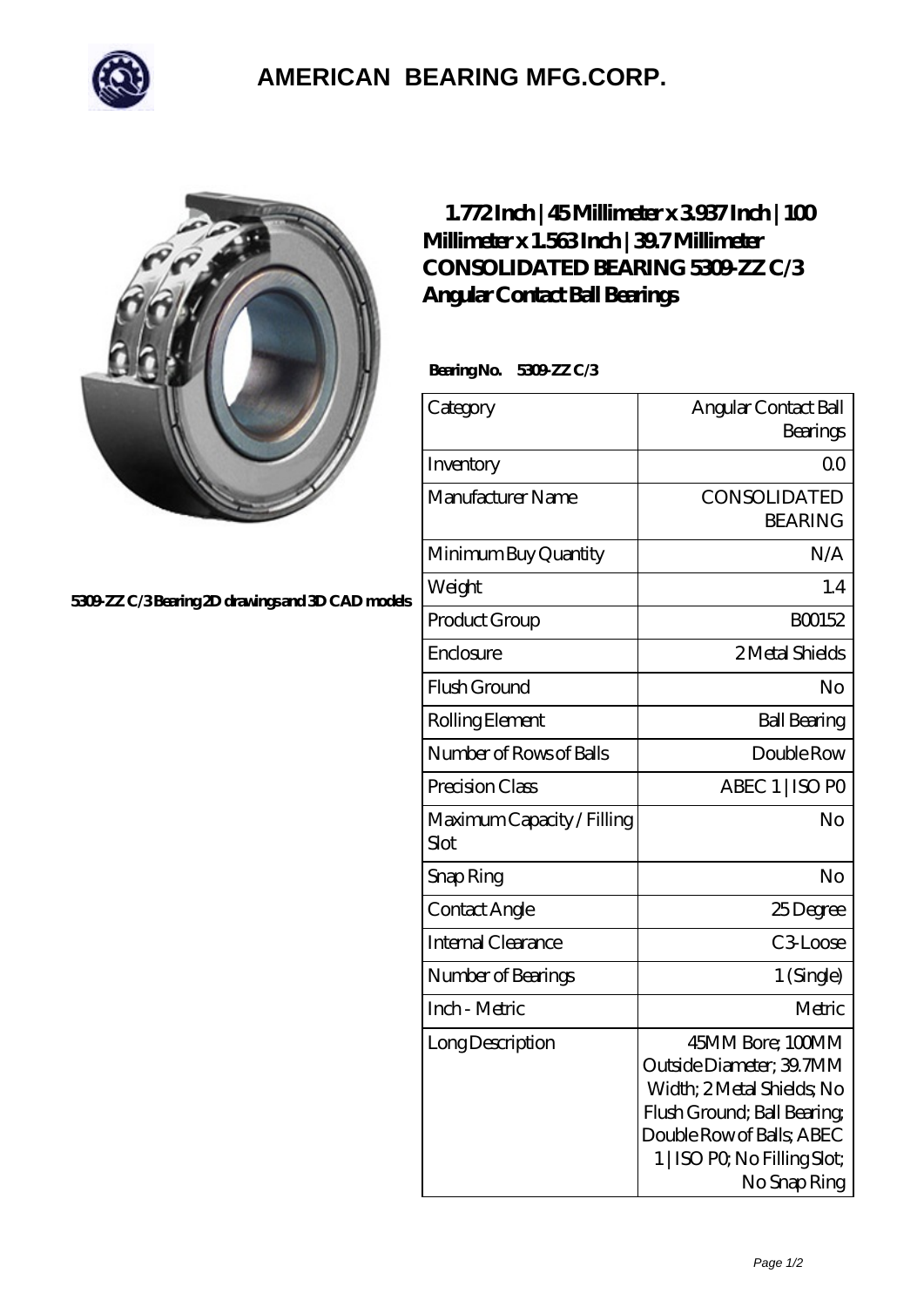# AMERICAN BEARING MFG.CORP.

5309-ZZ C/3 Bearing 2D drawings and 3D CAD models

## 1.772 Inch | 45 Millimeter x 3.937 Inch | 100 Millimeter x 1.563 Inch | 39.7 Millimeter CONSOLIDATED BEARING 5309-ZZ C/3 Angular Contact Ball Bearings

**Bearing No.** 5309-ZZ C/3

| Category | Angular Contact Ball Bearings |
|---|---|
| Inventory | 0.0 |
| Manufacturer Name | CONSOLIDATED BEARING |
| Minimum Buy Quantity | N/A |
| Weight | 1.4 |
| Product Group | B00152 |
| Enclosure | 2 Metal Shields |
| Flush Ground | No |
| Rolling Element | Ball Bearing |
| Number of Rows of Balls | Double Row |
| Precision Class | ABEC 1 \| ISO P0 |
| Maximum Capacity / Filling Slot | No |
| Snap Ring | No |
| Contact Angle | 25 Degree |
| Internal Clearance | C3-Loose |
| Number of Bearings | 1 (Single) |
| Inch - Metric | Metric |
| Long Description | 45MM Bore; 100MM Outside Diameter; 39.7MM Width; 2 Metal Shields; No Flush Ground; Ball Bearing; Double Row of Balls; ABEC 1 \| ISO P0; No Filling Slot; No Snap Ring |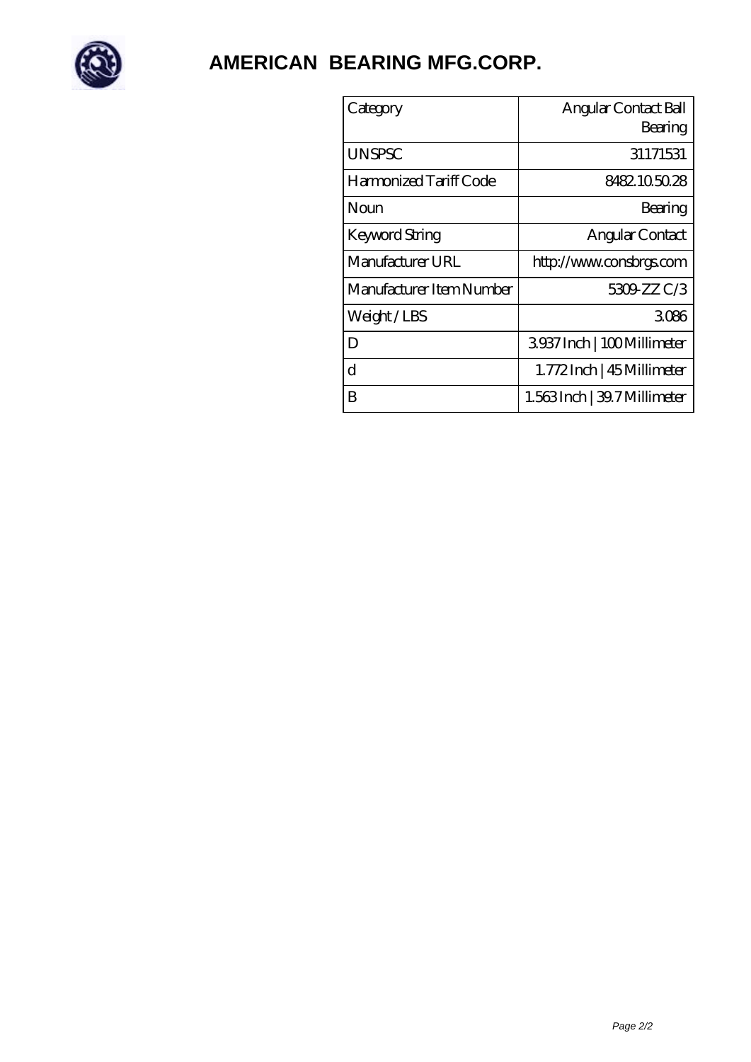# AMERICAN BEARING MFG.CORP.

| | |
|---|---|
| Category | Angular Contact Ball Bearing |
| UNSPSC | 31171531 |
| Harmonized Tariff Code | 8482.10.50.28 |
| Noun | Bearing |
| Keyword String | Angular Contact |
| Manufacturer URL | http://www.consbrgs.com |
| Manufacturer Item Number | 5309-ZZ C/3 |
| Weight / LBS | 3.086 |
| D | 3.937 Inch \| 100 Millimeter |
| d | 1.772 Inch \| 45 Millimeter |
| B | 1.563 Inch \| 39.7 Millimeter |